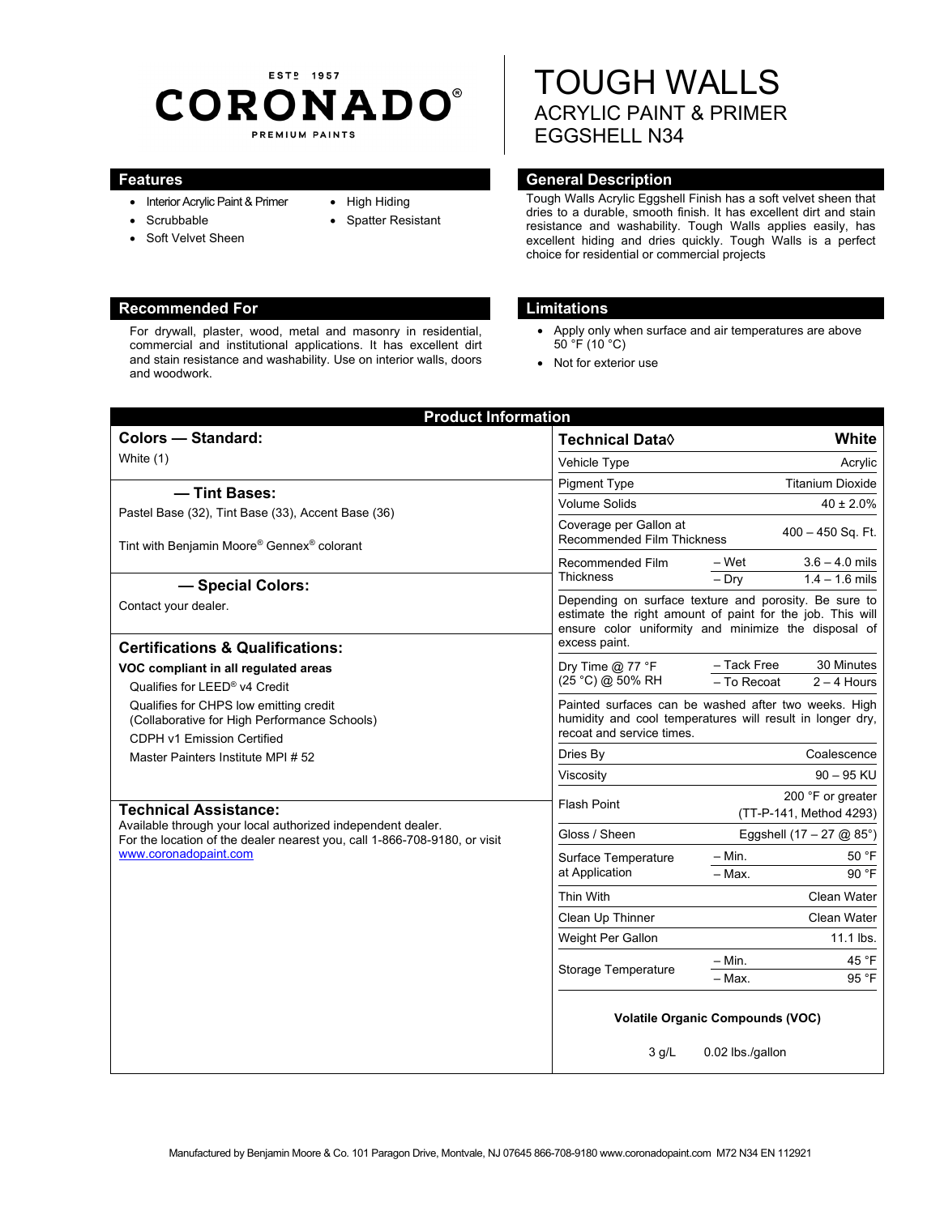ESTD 1957

# CORONADO®

PREMIUM PAINTS

# TOUGH WALLS

## ACRYLIC PAINT & PRIMER

## EGGSHELL N34

## Features

- Interior Acrylic Paint & Primer
- Scrubbable
- Soft Velvet Sheen
- High Hiding
- Spatter Resistant

## General Description

Tough Walls Acrylic Eggshell Finish has a soft velvet sheen that dries to a durable, smooth finish. It has excellent dirt and stain resistance and washability. Tough Walls applies easily, has excellent hiding and dries quickly. Tough Walls is a perfect choice for residential or commercial projects

## Recommended For

For drywall, plaster, wood, metal and masonry in residential, commercial and institutional applications. It has excellent dirt and stain resistance and washability. Use on interior walls, doors and woodwork.

## Limitations

- Apply only when surface and air temperatures are above 50 °F (10 °C)
- Not for exterior use

## Product Information

### Colors — Standard:

White (1)

### — Tint Bases:

Pastel Base (32), Tint Base (33), Accent Base (36)

Tint with Benjamin Moore® Gennex® colorant

### — Special Colors:

Contact your dealer.

### Certifications & Qualifications:

**VOC compliant in all regulated areas**

Qualifies for LEED® v4 Credit

Qualifies for CHPS low emitting credit (Collaborative for High Performance Schools)

CDPH v1 Emission Certified

Master Painters Institute MPI # 52

### Technical Assistance:

Available through your local authorized independent dealer.
For the location of the dealer nearest you, call 1-866-708-9180, or visit www.coronadopaint.com

| Technical Data◊ | | White |
|---|---|---|
| Vehicle Type | | Acrylic |
| Pigment Type | | Titanium Dioxide |
| Volume Solids | | 40 ± 2.0% |
| Coverage per Gallon at Recommended Film Thickness | | 400 – 450 Sq. Ft. |
| Recommended Film Thickness | – Wet | 3.6 – 4.0 mils |
| | – Dry | 1.4 – 1.6 mils |
| Depending on surface texture and porosity. Be sure to estimate the right amount of paint for the job. This will ensure color uniformity and minimize the disposal of excess paint. | | |
| Dry Time @ 77 °F (25 °C) @ 50% RH | – Tack Free | 30 Minutes |
| | – To Recoat | 2 – 4 Hours |
| Painted surfaces can be washed after two weeks. High humidity and cool temperatures will result in longer dry, recoat and service times. | | |
| Dries By | | Coalescence |
| Viscosity | | 90 – 95 KU |
| Flash Point | | 200 °F or greater (TT-P-141, Method 4293) |
| Gloss / Sheen | | Eggshell (17 – 27 @ 85°) |
| Surface Temperature at Application | – Min. | 50 °F |
| | – Max. | 90 °F |
| Thin With | | Clean Water |
| Clean Up Thinner | | Clean Water |
| Weight Per Gallon | | 11.1 lbs. |
| Storage Temperature | – Min. | 45 °F |
| | – Max. | 95 °F |

**Volatile Organic Compounds (VOC)**

3 g/L  0.02 lbs./gallon

Manufactured by Benjamin Moore & Co. 101 Paragon Drive, Montvale, NJ 07645 866-708-9180 www.coronadopaint.com M72 N34 EN 112921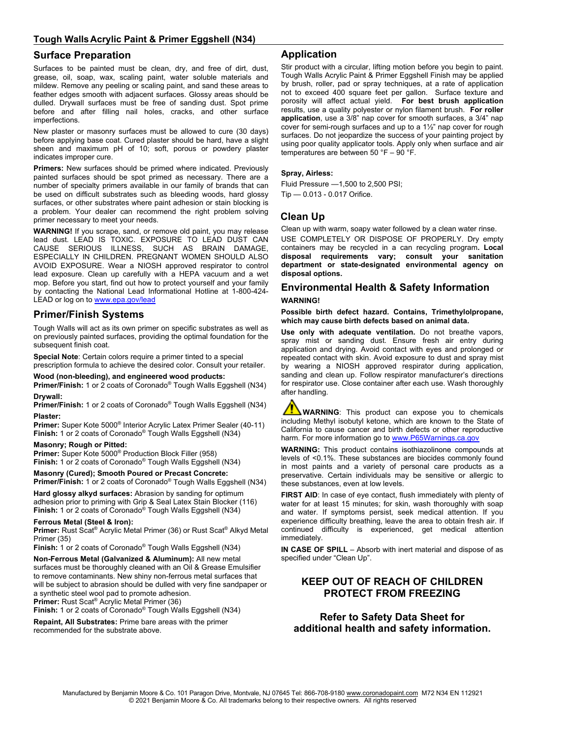# Tough Walls Acrylic Paint & Primer Eggshell (N34)

## Surface Preparation

Surfaces to be painted must be clean, dry, and free of dirt, dust, grease, oil, soap, wax, scaling paint, water soluble materials and mildew. Remove any peeling or scaling paint, and sand these areas to feather edges smooth with adjacent surfaces. Glossy areas should be dulled. Drywall surfaces must be free of sanding dust. Spot prime before and after filling nail holes, cracks, and other surface imperfections.

New plaster or masonry surfaces must be allowed to cure (30 days) before applying base coat. Cured plaster should be hard, have a slight sheen and maximum pH of 10; soft, porous or powdery plaster indicates improper cure.

**Primers:** New surfaces should be primed where indicated. Previously painted surfaces should be spot primed as necessary. There are a number of specialty primers available in our family of brands that can be used on difficult substrates such as bleeding woods, hard glossy surfaces, or other substrates where paint adhesion or stain blocking is a problem. Your dealer can recommend the right problem solving primer necessary to meet your needs.

**WARNING!** If you scrape, sand, or remove old paint, you may release lead dust. LEAD IS TOXIC. EXPOSURE TO LEAD DUST CAN CAUSE SERIOUS ILLNESS, SUCH AS BRAIN DAMAGE, ESPECIALLY IN CHILDREN. PREGNANT WOMEN SHOULD ALSO AVOID EXPOSURE. Wear a NIOSH approved respirator to control lead exposure. Clean up carefully with a HEPA vacuum and a wet mop. Before you start, find out how to protect yourself and your family by contacting the National Lead Informational Hotline at 1-800-424-LEAD or log on to www.epa.gov/lead

## Primer/Finish Systems

Tough Walls will act as its own primer on specific substrates as well as on previously painted surfaces, providing the optimal foundation for the subsequent finish coat.

**Special Note**: Certain colors require a primer tinted to a special prescription formula to achieve the desired color. Consult your retailer.

**Wood (non-bleeding), and engineered wood products:**
**Primer/Finish:** 1 or 2 coats of Coronado® Tough Walls Eggshell (N34)

**Drywall:**
**Primer/Finish:** 1 or 2 coats of Coronado® Tough Walls Eggshell (N34)

**Plaster:**
**Primer:** Super Kote 5000® Interior Acrylic Latex Primer Sealer (40-11)
**Finish:** 1 or 2 coats of Coronado® Tough Walls Eggshell (N34)

**Masonry; Rough or Pitted:**
**Primer:** Super Kote 5000® Production Block Filler (958)
**Finish:** 1 or 2 coats of Coronado® Tough Walls Eggshell (N34)

**Masonry (Cured); Smooth Poured or Precast Concrete:**
**Primer/Finish:** 1 or 2 coats of Coronado® Tough Walls Eggshell (N34)

**Hard glossy alkyd surfaces:** Abrasion by sanding for optimum adhesion prior to priming with Grip & Seal Latex Stain Blocker (116)
**Finish:** 1 or 2 coats of Coronado® Tough Walls Eggshell (N34)

**Ferrous Metal (Steel & Iron):**
**Primer:** Rust Scat® Acrylic Metal Primer (36) or Rust Scat® Alkyd Metal Primer (35)
**Finish:** 1 or 2 coats of Coronado® Tough Walls Eggshell (N34)

**Non-Ferrous Metal (Galvanized & Aluminum):** All new metal surfaces must be thoroughly cleaned with an Oil & Grease Emulsifier to remove contaminants. New shiny non-ferrous metal surfaces that will be subject to abrasion should be dulled with very fine sandpaper or a synthetic steel wool pad to promote adhesion.
**Primer:** Rust Scat® Acrylic Metal Primer (36)
**Finish:** 1 or 2 coats of Coronado® Tough Walls Eggshell (N34)

**Repaint, All Substrates:** Prime bare areas with the primer recommended for the substrate above.

## Application

Stir product with a circular, lifting motion before you begin to paint. Tough Walls Acrylic Paint & Primer Eggshell Finish may be applied by brush, roller, pad or spray techniques, at a rate of application not to exceed 400 square feet per gallon. Surface texture and porosity will affect actual yield. **For best brush application** results, use a quality polyester or nylon filament brush. **For roller application**, use a 3/8" nap cover for smooth surfaces, a 3/4" nap cover for semi-rough surfaces and up to a 1½" nap cover for rough surfaces. Do not jeopardize the success of your painting project by using poor quality applicator tools. Apply only when surface and air temperatures are between 50 °F – 90 °F.

**Spray, Airless:**

Fluid Pressure —1,500 to 2,500 PSI;
Tip — 0.013 - 0.017 Orifice.

## Clean Up

Clean up with warm, soapy water followed by a clean water rinse.

USE COMPLETELY OR DISPOSE OF PROPERLY. Dry empty containers may be recycled in a can recycling program**. Local disposal requirements vary; consult your sanitation department or state-designated environmental agency on disposal options.**

## Environmental Health & Safety Information

**WARNING!**

**Possible birth defect hazard. Contains, Trimethylolpropane, which may cause birth defects based on animal data.**

**Use only with adequate ventilation.** Do not breathe vapors, spray mist or sanding dust. Ensure fresh air entry during application and drying. Avoid contact with eyes and prolonged or repeated contact with skin. Avoid exposure to dust and spray mist by wearing a NIOSH approved respirator during application, sanding and clean up. Follow respirator manufacturer's directions for respirator use. Close container after each use. Wash thoroughly after handling.

**WARNING**: This product can expose you to chemicals including Methyl isobutyl ketone, which are known to the State of California to cause cancer and birth defects or other reproductive harm. For more information go to www.P65Warnings.ca.gov

**WARNING:** This product contains isothiazolinone compounds at levels of <0.1%. These substances are biocides commonly found in most paints and a variety of personal care products as a preservative. Certain individuals may be sensitive or allergic to these substances, even at low levels.

**FIRST AID**: In case of eye contact, flush immediately with plenty of water for at least 15 minutes; for skin, wash thoroughly with soap and water. If symptoms persist, seek medical attention. If you experience difficulty breathing, leave the area to obtain fresh air. If continued difficulty is experienced, get medical attention immediately.

**IN CASE OF SPILL** – Absorb with inert material and dispose of as specified under "Clean Up".

**KEEP OUT OF REACH OF CHILDREN**
**PROTECT FROM FREEZING**

**Refer to Safety Data Sheet for additional health and safety information.**

Manufactured by Benjamin Moore & Co. 101 Paragon Drive, Montvale, NJ 07645 Tel: 866-708-9180 www.coronadopaint.com M72 N34 EN 112921
© 2021 Benjamin Moore & Co. All trademarks belong to their respective owners. All rights reserved